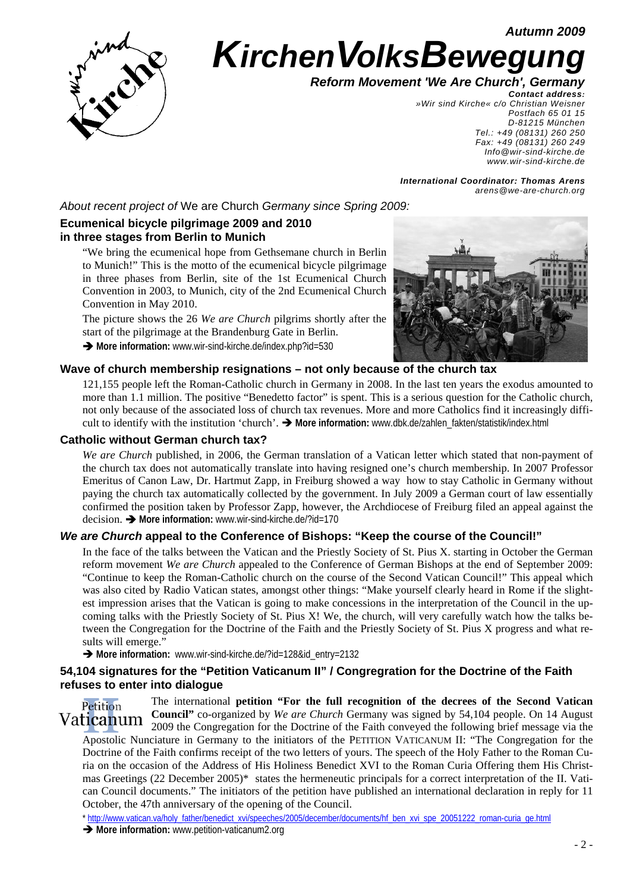*Autumn 2009*

# *KirchenVolksBewegung*

***Reform Movement 'We Are Church', Germany***

***Contact address:***
*»Wir sind Kirche« c/o Christian Weisner*
*Postfach 65 01 15*
*D-81215 München*
*Tel.: +49 (08131) 260 250*
*Fax: +49 (08131) 260 249*
*Info@wir-sind-kirche.de*
*www.wir-sind-kirche.de*

***International Coordinator: Thomas Arens***
*arens@we-are-church.org*

*About recent project of* We are Church *Germany since Spring 2009:*

### Ecumenical bicycle pilgrimage 2009 and 2010 in three stages from Berlin to Munich

"We bring the ecumenical hope from Gethsemane church in Berlin to Munich!" This is the motto of the ecumenical bicycle pilgrimage in three phases from Berlin, site of the 1st Ecumenical Church Convention in 2003, to Munich, city of the 2nd Ecumenical Church Convention in May 2010.

The picture shows the 26 *We are Church* pilgrims shortly after the start of the pilgrimage at the Brandenburg Gate in Berlin.

➔ **More information:** www.wir-sind-kirche.de/index.php?id=530

### Wave of church membership resignations – not only because of the church tax

121,155 people left the Roman-Catholic church in Germany in 2008. In the last ten years the exodus amounted to more than 1.1 million. The positive "Benedetto factor" is spent. This is a serious question for the Catholic church, not only because of the associated loss of church tax revenues. More and more Catholics find it increasingly difficult to identify with the institution 'church'. ➔ **More information:** www.dbk.de/zahlen_fakten/statistik/index.html

### Catholic without German church tax?

*We are Church* published, in 2006, the German translation of a Vatican letter which stated that non-payment of the church tax does not automatically translate into having resigned one's church membership. In 2007 Professor Emeritus of Canon Law, Dr. Hartmut Zapp, in Freiburg showed a way how to stay Catholic in Germany without paying the church tax automatically collected by the government. In July 2009 a German court of law essentially confirmed the position taken by Professor Zapp, however, the Archdiocese of Freiburg filed an appeal against the decision. ➔ **More information:** www.wir-sind-kirche.de/?id=170

### *We are Church* appeal to the Conference of Bishops: "Keep the course of the Council!"

In the face of the talks between the Vatican and the Priestly Society of St. Pius X. starting in October the German reform movement *We are Church* appealed to the Conference of German Bishops at the end of September 2009: "Continue to keep the Roman-Catholic church on the course of the Second Vatican Council!" This appeal which was also cited by Radio Vatican states, amongst other things: "Make yourself clearly heard in Rome if the slightest impression arises that the Vatican is going to make concessions in the interpretation of the Council in the upcoming talks with the Priestly Society of St. Pius X! We, the church, will very carefully watch how the talks between the Congregation for the Doctrine of the Faith and the Priestly Society of St. Pius X progress and what results will emerge."

➔ **More information:** www.wir-sind-kirche.de/?id=128&id_entry=2132

### 54,104 signatures for the "Petition Vaticanum II" / Congregration for the Doctrine of the Faith refuses to enter into dialogue

Petition Vaticanum II

The international **petition "For the full recognition of the decrees of the Second Vatican Council"** co-organized by *We are Church* Germany was signed by 54,104 people. On 14 August 2009 the Congregation for the Doctrine of the Faith conveyed the following brief message via the Apostolic Nunciature in Germany to the initiators of the PETITION VATICANUM II: "The Congregation for the Doctrine of the Faith confirms receipt of the two letters of yours. The speech of the Holy Father to the Roman Curia on the occasion of the Address of His Holiness Benedict XVI to the Roman Curia Offering them His Christmas Greetings (22 December 2005)* states the hermeneutic principals for a correct interpretation of the II. Vatican Council documents." The initiators of the petition have published an international declaration in reply for 11 October, the 47th anniversary of the opening of the Council.

\* http://www.vatican.va/holy_father/benedict_xvi/speeches/2005/december/documents/hf_ben_xvi_spe_20051222_roman-curia_ge.html

➔ **More information:** www.petition-vaticanum2.org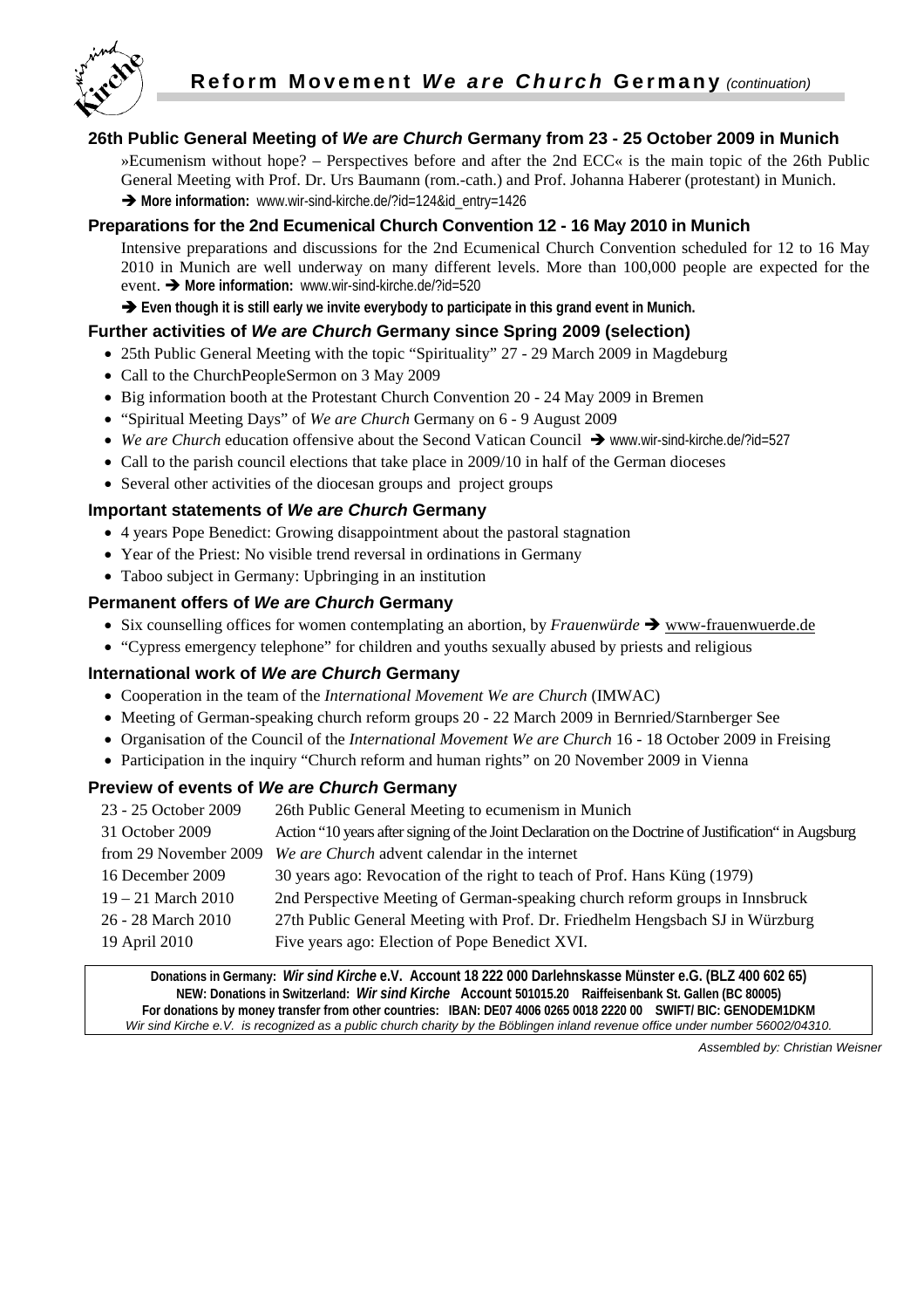# Reform Movement *We are Church* Germany *(continuation)*

## 26th Public General Meeting of *We are Church* Germany from 23 - 25 October 2009 in Munich

»Ecumenism without hope? – Perspectives before and after the 2nd ECC« is the main topic of the 26th Public General Meeting with Prof. Dr. Urs Baumann (rom.-cath.) and Prof. Johanna Haberer (protestant) in Munich.
➔ **More information:** www.wir-sind-kirche.de/?id=124&id_entry=1426

## Preparations for the 2nd Ecumenical Church Convention 12 - 16 May 2010 in Munich

Intensive preparations and discussions for the 2nd Ecumenical Church Convention scheduled for 12 to 16 May 2010 in Munich are well underway on many different levels. More than 100,000 people are expected for the event. ➔ **More information:** www.wir-sind-kirche.de/?id=520

➔ **Even though it is still early we invite everybody to participate in this grand event in Munich.**

## Further activities of *We are Church* Germany since Spring 2009 (selection)

- 25th Public General Meeting with the topic "Spirituality" 27 - 29 March 2009 in Magdeburg
- Call to the ChurchPeopleSermon on 3 May 2009
- Big information booth at the Protestant Church Convention 20 - 24 May 2009 in Bremen
- "Spiritual Meeting Days" of *We are Church* Germany on 6 - 9 August 2009
- *We are Church* education offensive about the Second Vatican Council ➔ www.wir-sind-kirche.de/?id=527
- Call to the parish council elections that take place in 2009/10 in half of the German dioceses
- Several other activities of the diocesan groups and project groups

## Important statements of *We are Church* Germany

- 4 years Pope Benedict: Growing disappointment about the pastoral stagnation
- Year of the Priest: No visible trend reversal in ordinations in Germany
- Taboo subject in Germany: Upbringing in an institution

## Permanent offers of *We are Church* Germany

- Six counselling offices for women contemplating an abortion, by *Frauenwürde* ➔ www-frauenwuerde.de
- "Cypress emergency telephone" for children and youths sexually abused by priests and religious

## International work of *We are Church* Germany

- Cooperation in the team of the *International Movement We are Church* (IMWAC)
- Meeting of German-speaking church reform groups 20 - 22 March 2009 in Bernried/Starnberger See
- Organisation of the Council of the *International Movement We are Church* 16 - 18 October 2009 in Freising
- Participation in the inquiry "Church reform and human rights" on 20 November 2009 in Vienna

## Preview of events of *We are Church* Germany

| | |
|---|---|
| 23 - 25 October 2009 | 26th Public General Meeting to ecumenism in Munich |
| 31 October 2009 | Action "10 years after signing of the Joint Declaration on the Doctrine of Justification" in Augsburg |
| from 29 November 2009 | *We are Church* advent calendar in the internet |
| 16 December 2009 | 30 years ago: Revocation of the right to teach of Prof. Hans Küng (1979) |
| 19 – 21 March 2010 | 2nd Perspective Meeting of German-speaking church reform groups in Innsbruck |
| 26 - 28 March 2010 | 27th Public General Meeting with Prof. Dr. Friedhelm Hengsbach SJ in Würzburg |
| 19 April 2010 | Five years ago: Election of Pope Benedict XVI. |

**Donations in Germany: *Wir sind Kirche* e.V. Account 18 222 000 Darlehnskasse Münster e.G. (BLZ 400 602 65)**
**NEW: Donations in Switzerland: *Wir sind Kirche* Account 501015.20 Raiffeisenbank St. Gallen (BC 80005)**
**For donations by money transfer from other countries: IBAN: DE07 4006 0265 0018 2220 00 SWIFT/ BIC: GENODEM1DKM**
*Wir sind Kirche e.V. is recognized as a public church charity by the Böblingen inland revenue office under number 56002/04310.*

*Assembled by: Christian Weisner*